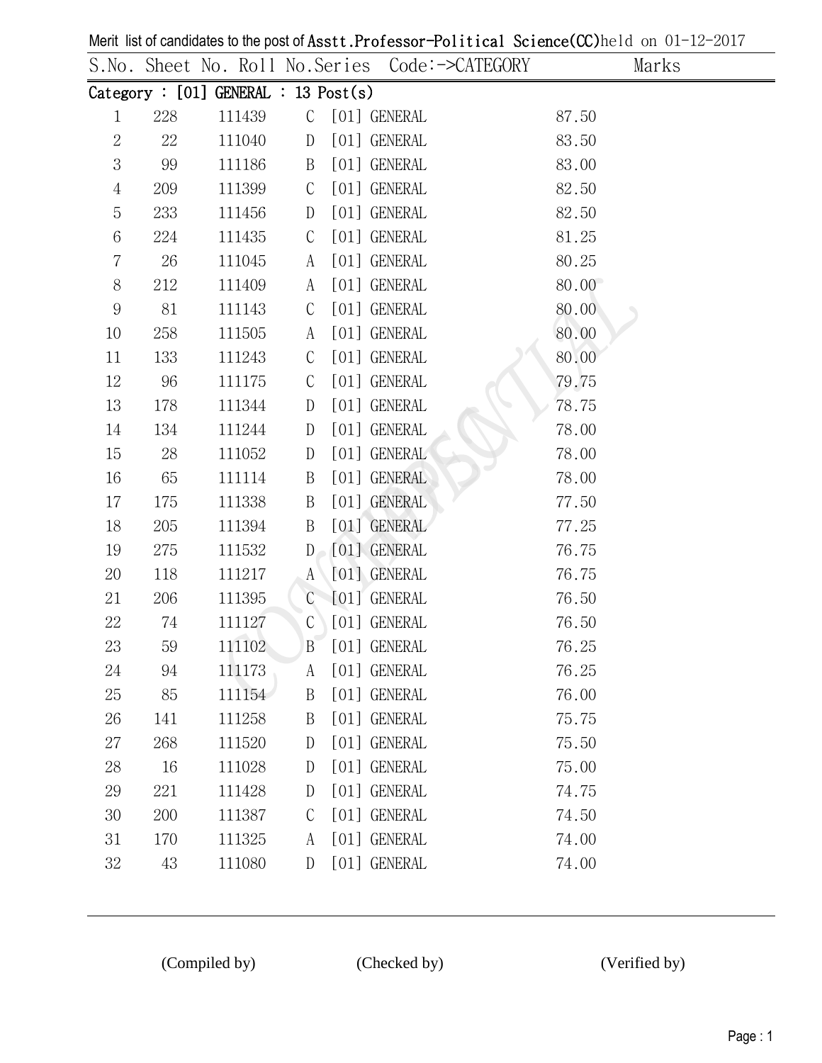Merit list of candidates to the post of Asstt.Professor-Political Science(CC)held on 01-12-2017

| S.No. | Sheet No. | Roll No. | Series | Code:->CATEGORY | Marks |
|---|---|---|---|---|---|
| **Category : [01] GENERAL : 13 Post(s)** | | | | | |
| 1 | 228 | 111439 | C | [01] GENERAL | 87.50 |
| 2 | 22 | 111040 | D | [01] GENERAL | 83.50 |
| 3 | 99 | 111186 | B | [01] GENERAL | 83.00 |
| 4 | 209 | 111399 | C | [01] GENERAL | 82.50 |
| 5 | 233 | 111456 | D | [01] GENERAL | 82.50 |
| 6 | 224 | 111435 | C | [01] GENERAL | 81.25 |
| 7 | 26 | 111045 | A | [01] GENERAL | 80.25 |
| 8 | 212 | 111409 | A | [01] GENERAL | 80.00 |
| 9 | 81 | 111143 | C | [01] GENERAL | 80.00 |
| 10 | 258 | 111505 | A | [01] GENERAL | 80.00 |
| 11 | 133 | 111243 | C | [01] GENERAL | 80.00 |
| 12 | 96 | 111175 | C | [01] GENERAL | 79.75 |
| 13 | 178 | 111344 | D | [01] GENERAL | 78.75 |
| 14 | 134 | 111244 | D | [01] GENERAL | 78.00 |
| 15 | 28 | 111052 | D | [01] GENERAL | 78.00 |
| 16 | 65 | 111114 | B | [01] GENERAL | 78.00 |
| 17 | 175 | 111338 | B | [01] GENERAL | 77.50 |
| 18 | 205 | 111394 | B | [01] GENERAL | 77.25 |
| 19 | 275 | 111532 | D | [01] GENERAL | 76.75 |
| 20 | 118 | 111217 | A | [01] GENERAL | 76.75 |
| 21 | 206 | 111395 | C | [01] GENERAL | 76.50 |
| 22 | 74 | 111127 | C | [01] GENERAL | 76.50 |
| 23 | 59 | 111102 | B | [01] GENERAL | 76.25 |
| 24 | 94 | 111173 | A | [01] GENERAL | 76.25 |
| 25 | 85 | 111154 | B | [01] GENERAL | 76.00 |
| 26 | 141 | 111258 | B | [01] GENERAL | 75.75 |
| 27 | 268 | 111520 | D | [01] GENERAL | 75.50 |
| 28 | 16 | 111028 | D | [01] GENERAL | 75.00 |
| 29 | 221 | 111428 | D | [01] GENERAL | 74.75 |
| 30 | 200 | 111387 | C | [01] GENERAL | 74.50 |
| 31 | 170 | 111325 | A | [01] GENERAL | 74.00 |
| 32 | 43 | 111080 | D | [01] GENERAL | 74.00 |

(Compiled by) (Checked by) (Verified by)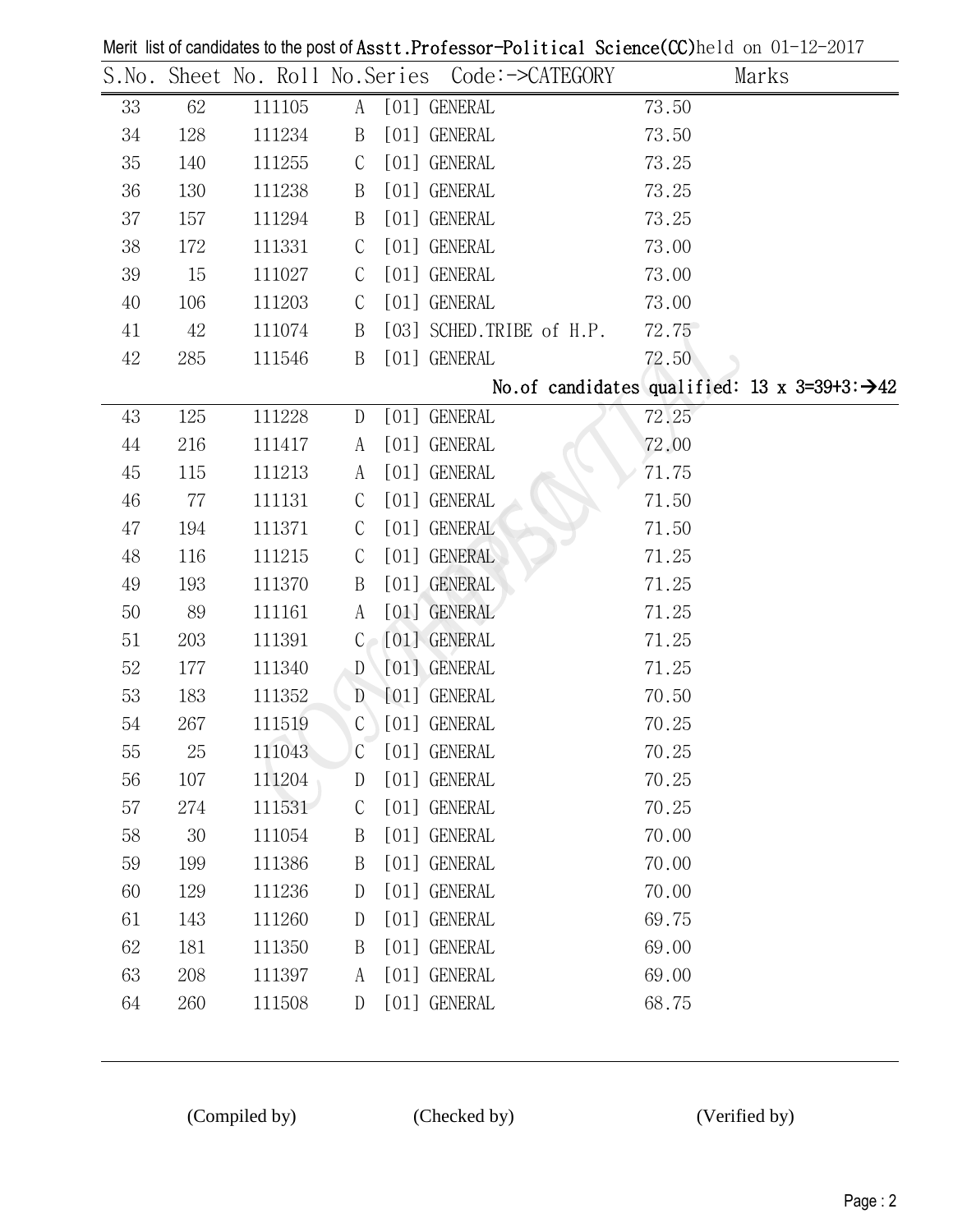Merit list of candidates to the post of Asstt.Professor-Political Science(CC)held on 01-12-2017

| S.No. | Sheet No. | Roll No. | Series | Code:->CATEGORY | Marks |
|---|---|---|---|---|---|
| 33 | 62 | 111105 | A | [01] GENERAL | 73.50 |
| 34 | 128 | 111234 | B | [01] GENERAL | 73.50 |
| 35 | 140 | 111255 | C | [01] GENERAL | 73.25 |
| 36 | 130 | 111238 | B | [01] GENERAL | 73.25 |
| 37 | 157 | 111294 | B | [01] GENERAL | 73.25 |
| 38 | 172 | 111331 | C | [01] GENERAL | 73.00 |
| 39 | 15 | 111027 | C | [01] GENERAL | 73.00 |
| 40 | 106 | 111203 | C | [01] GENERAL | 73.00 |
| 41 | 42 | 111074 | B | [03] SCHED.TRIBE of H.P. | 72.75 |
| 42 | 285 | 111546 | B | [01] GENERAL | 72.50 |

No.of candidates qualified: 13 x 3=39+3:→42

| S.No. | Sheet No. | Roll No. | Series | Code:->CATEGORY | Marks |
|---|---|---|---|---|---|
| 43 | 125 | 111228 | D | [01] GENERAL | 72.25 |
| 44 | 216 | 111417 | A | [01] GENERAL | 72.00 |
| 45 | 115 | 111213 | A | [01] GENERAL | 71.75 |
| 46 | 77 | 111131 | C | [01] GENERAL | 71.50 |
| 47 | 194 | 111371 | C | [01] GENERAL | 71.50 |
| 48 | 116 | 111215 | C | [01] GENERAL | 71.25 |
| 49 | 193 | 111370 | B | [01] GENERAL | 71.25 |
| 50 | 89 | 111161 | A | [01] GENERAL | 71.25 |
| 51 | 203 | 111391 | C | [01] GENERAL | 71.25 |
| 52 | 177 | 111340 | D | [01] GENERAL | 71.25 |
| 53 | 183 | 111352 | D | [01] GENERAL | 70.50 |
| 54 | 267 | 111519 | C | [01] GENERAL | 70.25 |
| 55 | 25 | 111043 | C | [01] GENERAL | 70.25 |
| 56 | 107 | 111204 | D | [01] GENERAL | 70.25 |
| 57 | 274 | 111531 | C | [01] GENERAL | 70.25 |
| 58 | 30 | 111054 | B | [01] GENERAL | 70.00 |
| 59 | 199 | 111386 | B | [01] GENERAL | 70.00 |
| 60 | 129 | 111236 | D | [01] GENERAL | 70.00 |
| 61 | 143 | 111260 | D | [01] GENERAL | 69.75 |
| 62 | 181 | 111350 | B | [01] GENERAL | 69.00 |
| 63 | 208 | 111397 | A | [01] GENERAL | 69.00 |
| 64 | 260 | 111508 | D | [01] GENERAL | 68.75 |

(Compiled by) (Checked by) (Verified by)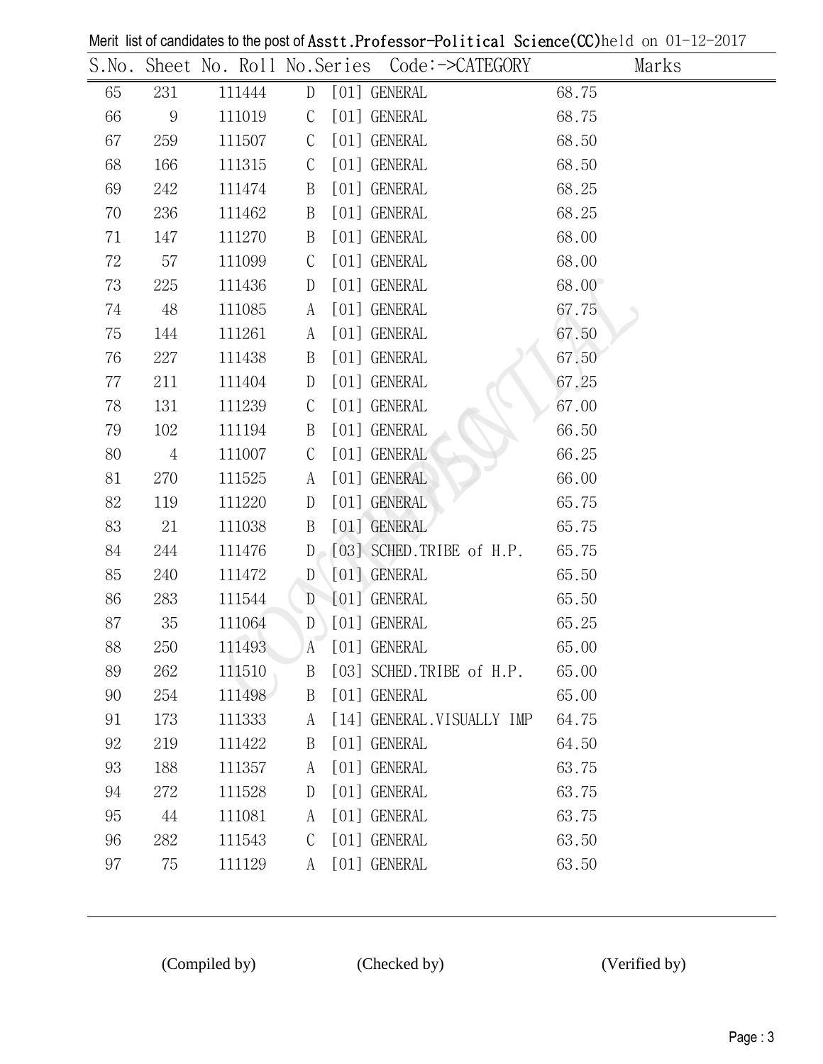Merit list of candidates to the post of Asstt.Professor-Political Science(CC)held on 01-12-2017

| S.No. | Sheet No. | Roll No. | Series | Code:->CATEGORY | Marks |
|---|---|---|---|---|---|
| 65 | 231 | 111444 | D | [01] GENERAL | 68.75 |
| 66 | 9 | 111019 | C | [01] GENERAL | 68.75 |
| 67 | 259 | 111507 | C | [01] GENERAL | 68.50 |
| 68 | 166 | 111315 | C | [01] GENERAL | 68.50 |
| 69 | 242 | 111474 | B | [01] GENERAL | 68.25 |
| 70 | 236 | 111462 | B | [01] GENERAL | 68.25 |
| 71 | 147 | 111270 | B | [01] GENERAL | 68.00 |
| 72 | 57 | 111099 | C | [01] GENERAL | 68.00 |
| 73 | 225 | 111436 | D | [01] GENERAL | 68.00 |
| 74 | 48 | 111085 | A | [01] GENERAL | 67.75 |
| 75 | 144 | 111261 | A | [01] GENERAL | 67.50 |
| 76 | 227 | 111438 | B | [01] GENERAL | 67.50 |
| 77 | 211 | 111404 | D | [01] GENERAL | 67.25 |
| 78 | 131 | 111239 | C | [01] GENERAL | 67.00 |
| 79 | 102 | 111194 | B | [01] GENERAL | 66.50 |
| 80 | 4 | 111007 | C | [01] GENERAL | 66.25 |
| 81 | 270 | 111525 | A | [01] GENERAL | 66.00 |
| 82 | 119 | 111220 | D | [01] GENERAL | 65.75 |
| 83 | 21 | 111038 | B | [01] GENERAL | 65.75 |
| 84 | 244 | 111476 | D | [03] SCHED.TRIBE of H.P. | 65.75 |
| 85 | 240 | 111472 | D | [01] GENERAL | 65.50 |
| 86 | 283 | 111544 | D | [01] GENERAL | 65.50 |
| 87 | 35 | 111064 | D | [01] GENERAL | 65.25 |
| 88 | 250 | 111493 | A | [01] GENERAL | 65.00 |
| 89 | 262 | 111510 | B | [03] SCHED.TRIBE of H.P. | 65.00 |
| 90 | 254 | 111498 | B | [01] GENERAL | 65.00 |
| 91 | 173 | 111333 | A | [14] GENERAL.VISUALLY IMP | 64.75 |
| 92 | 219 | 111422 | B | [01] GENERAL | 64.50 |
| 93 | 188 | 111357 | A | [01] GENERAL | 63.75 |
| 94 | 272 | 111528 | D | [01] GENERAL | 63.75 |
| 95 | 44 | 111081 | A | [01] GENERAL | 63.75 |
| 96 | 282 | 111543 | C | [01] GENERAL | 63.50 |
| 97 | 75 | 111129 | A | [01] GENERAL | 63.50 |

(Compiled by) (Checked by) (Verified by)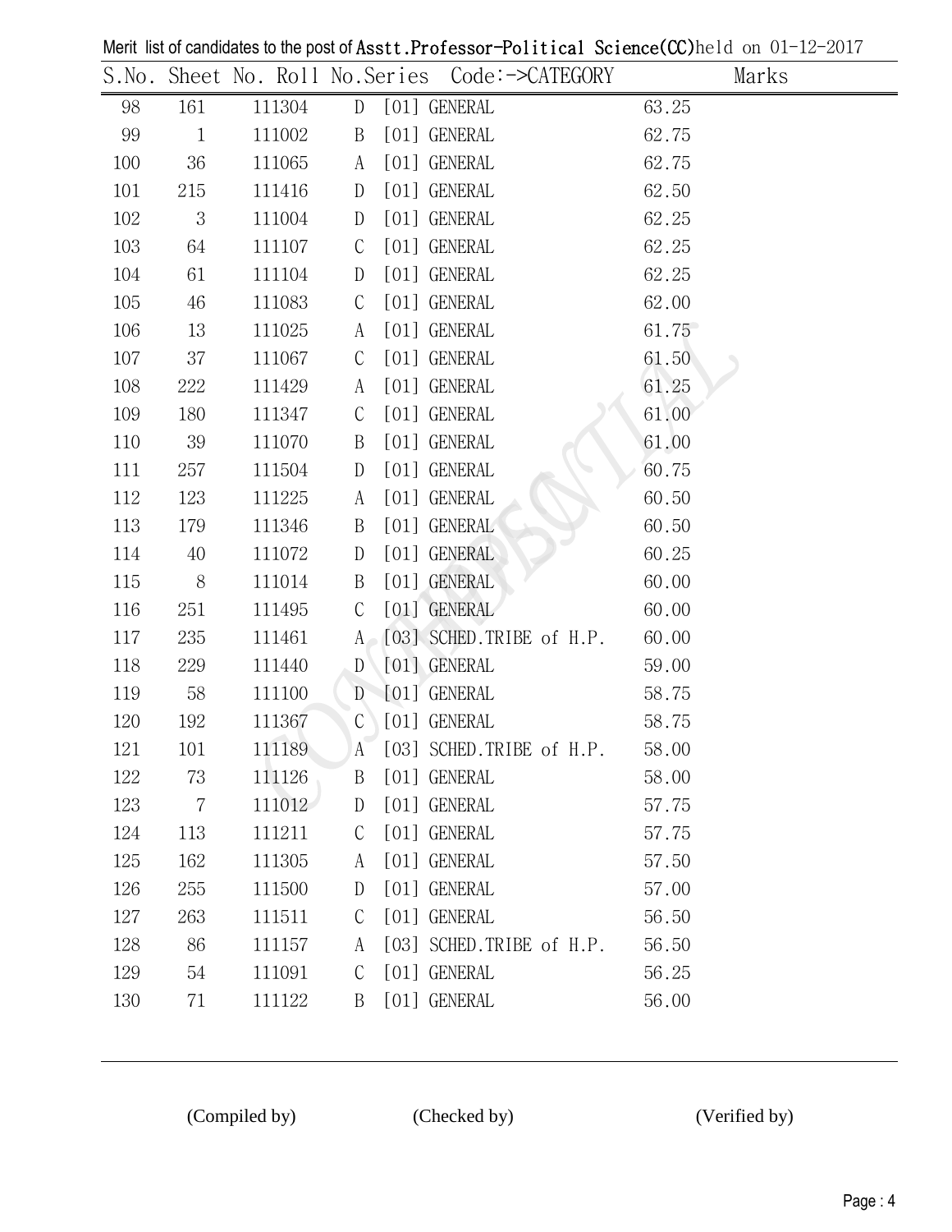Merit list of candidates to the post of Asstt.Professor-Political Science(CC)held on 01-12-2017

| S.No. | Sheet No. | Roll No. | Series | Code:->CATEGORY | Marks |
|---|---|---|---|---|---|
| 98 | 161 | 111304 | D | [01] GENERAL | 63.25 |
| 99 | 1 | 111002 | B | [01] GENERAL | 62.75 |
| 100 | 36 | 111065 | A | [01] GENERAL | 62.75 |
| 101 | 215 | 111416 | D | [01] GENERAL | 62.50 |
| 102 | 3 | 111004 | D | [01] GENERAL | 62.25 |
| 103 | 64 | 111107 | C | [01] GENERAL | 62.25 |
| 104 | 61 | 111104 | D | [01] GENERAL | 62.25 |
| 105 | 46 | 111083 | C | [01] GENERAL | 62.00 |
| 106 | 13 | 111025 | A | [01] GENERAL | 61.75 |
| 107 | 37 | 111067 | C | [01] GENERAL | 61.50 |
| 108 | 222 | 111429 | A | [01] GENERAL | 61.25 |
| 109 | 180 | 111347 | C | [01] GENERAL | 61.00 |
| 110 | 39 | 111070 | B | [01] GENERAL | 61.00 |
| 111 | 257 | 111504 | D | [01] GENERAL | 60.75 |
| 112 | 123 | 111225 | A | [01] GENERAL | 60.50 |
| 113 | 179 | 111346 | B | [01] GENERAL | 60.50 |
| 114 | 40 | 111072 | D | [01] GENERAL | 60.25 |
| 115 | 8 | 111014 | B | [01] GENERAL | 60.00 |
| 116 | 251 | 111495 | C | [01] GENERAL | 60.00 |
| 117 | 235 | 111461 | A | [03] SCHED.TRIBE of H.P. | 60.00 |
| 118 | 229 | 111440 | D | [01] GENERAL | 59.00 |
| 119 | 58 | 111100 | D | [01] GENERAL | 58.75 |
| 120 | 192 | 111367 | C | [01] GENERAL | 58.75 |
| 121 | 101 | 111189 | A | [03] SCHED.TRIBE of H.P. | 58.00 |
| 122 | 73 | 111126 | B | [01] GENERAL | 58.00 |
| 123 | 7 | 111012 | D | [01] GENERAL | 57.75 |
| 124 | 113 | 111211 | C | [01] GENERAL | 57.75 |
| 125 | 162 | 111305 | A | [01] GENERAL | 57.50 |
| 126 | 255 | 111500 | D | [01] GENERAL | 57.00 |
| 127 | 263 | 111511 | C | [01] GENERAL | 56.50 |
| 128 | 86 | 111157 | A | [03] SCHED.TRIBE of H.P. | 56.50 |
| 129 | 54 | 111091 | C | [01] GENERAL | 56.25 |
| 130 | 71 | 111122 | B | [01] GENERAL | 56.00 |

(Compiled by) (Checked by) (Verified by)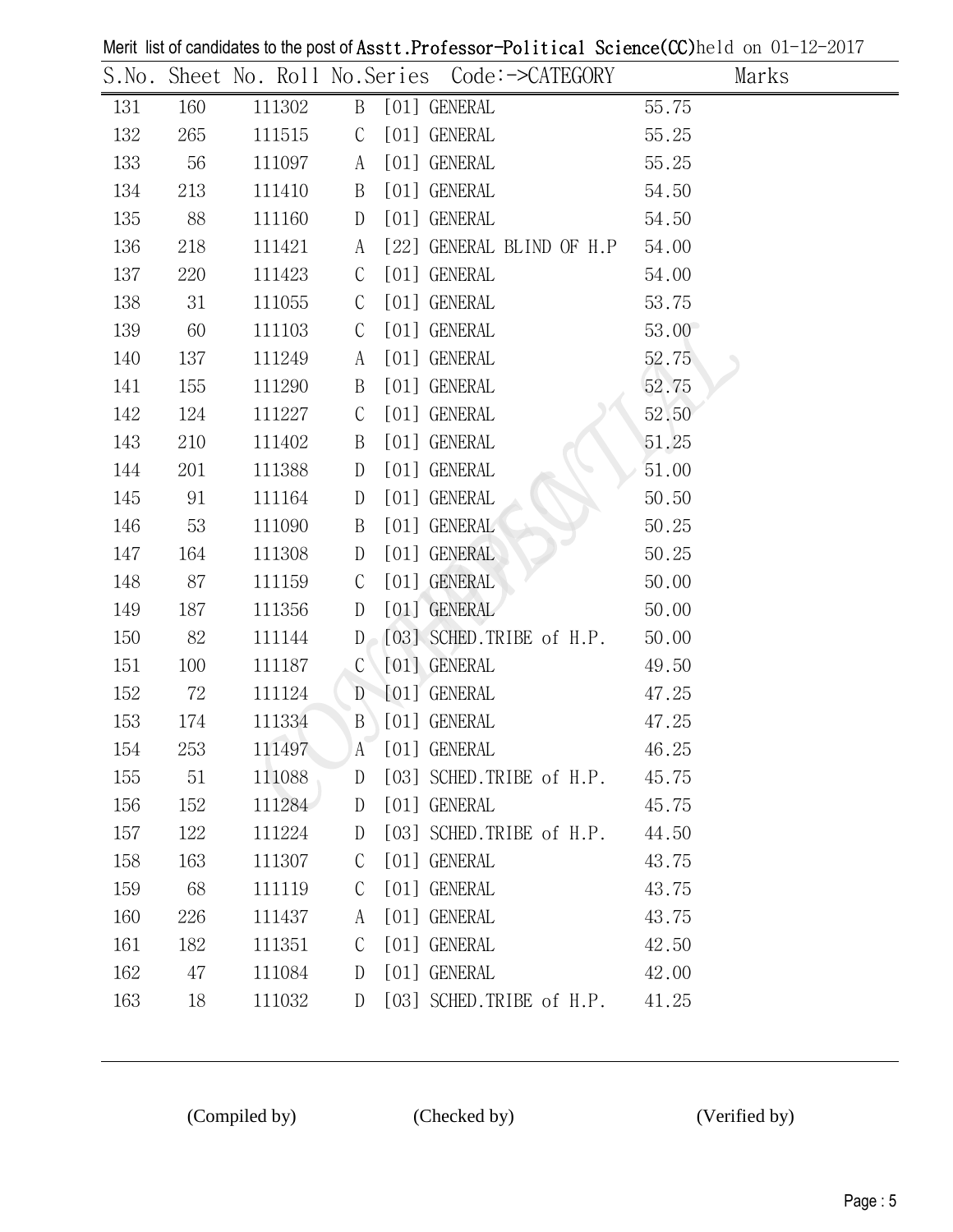Merit list of candidates to the post of Asstt.Professor-Political Science(CC)held on 01-12-2017

| S.No. | Sheet No. | Roll No. | Series | Code:->CATEGORY | Marks |
|---|---|---|---|---|---|
| 131 | 160 | 111302 | B | [01] GENERAL | 55.75 |
| 132 | 265 | 111515 | C | [01] GENERAL | 55.25 |
| 133 | 56 | 111097 | A | [01] GENERAL | 55.25 |
| 134 | 213 | 111410 | B | [01] GENERAL | 54.50 |
| 135 | 88 | 111160 | D | [01] GENERAL | 54.50 |
| 136 | 218 | 111421 | A | [22] GENERAL BLIND OF H.P | 54.00 |
| 137 | 220 | 111423 | C | [01] GENERAL | 54.00 |
| 138 | 31 | 111055 | C | [01] GENERAL | 53.75 |
| 139 | 60 | 111103 | C | [01] GENERAL | 53.00 |
| 140 | 137 | 111249 | A | [01] GENERAL | 52.75 |
| 141 | 155 | 111290 | B | [01] GENERAL | 52.75 |
| 142 | 124 | 111227 | C | [01] GENERAL | 52.50 |
| 143 | 210 | 111402 | B | [01] GENERAL | 51.25 |
| 144 | 201 | 111388 | D | [01] GENERAL | 51.00 |
| 145 | 91 | 111164 | D | [01] GENERAL | 50.50 |
| 146 | 53 | 111090 | B | [01] GENERAL | 50.25 |
| 147 | 164 | 111308 | D | [01] GENERAL | 50.25 |
| 148 | 87 | 111159 | C | [01] GENERAL | 50.00 |
| 149 | 187 | 111356 | D | [01] GENERAL | 50.00 |
| 150 | 82 | 111144 | D | [03] SCHED.TRIBE of H.P. | 50.00 |
| 151 | 100 | 111187 | C | [01] GENERAL | 49.50 |
| 152 | 72 | 111124 | D | [01] GENERAL | 47.25 |
| 153 | 174 | 111334 | B | [01] GENERAL | 47.25 |
| 154 | 253 | 111497 | A | [01] GENERAL | 46.25 |
| 155 | 51 | 111088 | D | [03] SCHED.TRIBE of H.P. | 45.75 |
| 156 | 152 | 111284 | D | [01] GENERAL | 45.75 |
| 157 | 122 | 111224 | D | [03] SCHED.TRIBE of H.P. | 44.50 |
| 158 | 163 | 111307 | C | [01] GENERAL | 43.75 |
| 159 | 68 | 111119 | C | [01] GENERAL | 43.75 |
| 160 | 226 | 111437 | A | [01] GENERAL | 43.75 |
| 161 | 182 | 111351 | C | [01] GENERAL | 42.50 |
| 162 | 47 | 111084 | D | [01] GENERAL | 42.00 |
| 163 | 18 | 111032 | D | [03] SCHED.TRIBE of H.P. | 41.25 |

(Compiled by) (Checked by) (Verified by)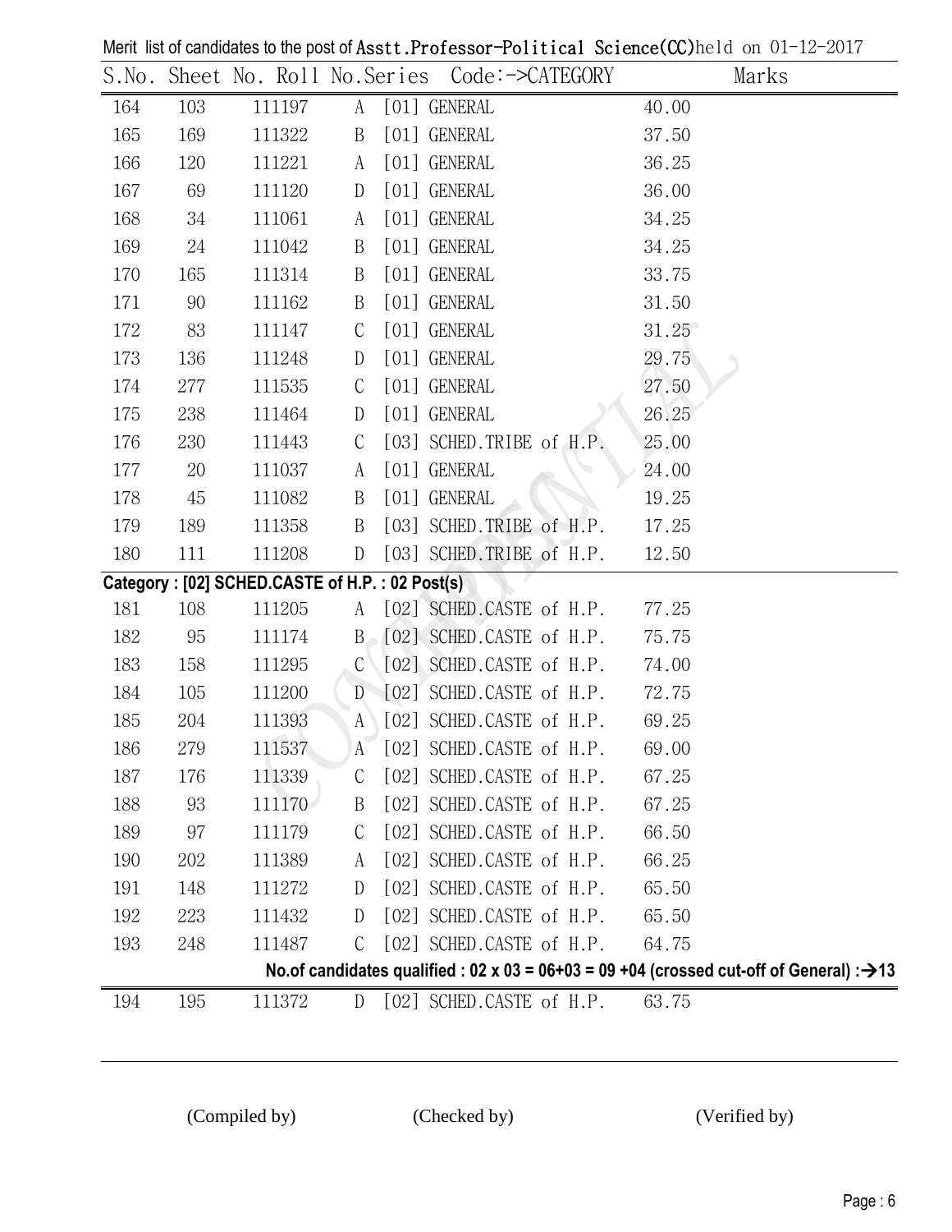Merit list of candidates to the post of Asstt.Professor-Political Science(CC)held on 01-12-2017

| S.No. | Sheet No. | Roll No. | Series | Code:->CATEGORY | Marks |
|---|---|---|---|---|---|
| 164 | 103 | 111197 | A | [01] GENERAL | 40.00 |
| 165 | 169 | 111322 | B | [01] GENERAL | 37.50 |
| 166 | 120 | 111221 | A | [01] GENERAL | 36.25 |
| 167 | 69 | 111120 | D | [01] GENERAL | 36.00 |
| 168 | 34 | 111061 | A | [01] GENERAL | 34.25 |
| 169 | 24 | 111042 | B | [01] GENERAL | 34.25 |
| 170 | 165 | 111314 | B | [01] GENERAL | 33.75 |
| 171 | 90 | 111162 | B | [01] GENERAL | 31.50 |
| 172 | 83 | 111147 | C | [01] GENERAL | 31.25 |
| 173 | 136 | 111248 | D | [01] GENERAL | 29.75 |
| 174 | 277 | 111535 | C | [01] GENERAL | 27.50 |
| 175 | 238 | 111464 | D | [01] GENERAL | 26.25 |
| 176 | 230 | 111443 | C | [03] SCHED.TRIBE of H.P. | 25.00 |
| 177 | 20 | 111037 | A | [01] GENERAL | 24.00 |
| 178 | 45 | 111082 | B | [01] GENERAL | 19.25 |
| 179 | 189 | 111358 | B | [03] SCHED.TRIBE of H.P. | 17.25 |
| 180 | 111 | 111208 | D | [03] SCHED.TRIBE of H.P. | 12.50 |

**Category : [02] SCHED.CASTE of H.P. : 02 Post(s)**

| S.No. | Sheet No. | Roll No. | Series | Code:->CATEGORY | Marks |
|---|---|---|---|---|---|
| 181 | 108 | 111205 | A | [02] SCHED.CASTE of H.P. | 77.25 |
| 182 | 95 | 111174 | B | [02] SCHED.CASTE of H.P. | 75.75 |
| 183 | 158 | 111295 | C | [02] SCHED.CASTE of H.P. | 74.00 |
| 184 | 105 | 111200 | D | [02] SCHED.CASTE of H.P. | 72.75 |
| 185 | 204 | 111393 | A | [02] SCHED.CASTE of H.P. | 69.25 |
| 186 | 279 | 111537 | A | [02] SCHED.CASTE of H.P. | 69.00 |
| 187 | 176 | 111339 | C | [02] SCHED.CASTE of H.P. | 67.25 |
| 188 | 93 | 111170 | B | [02] SCHED.CASTE of H.P. | 67.25 |
| 189 | 97 | 111179 | C | [02] SCHED.CASTE of H.P. | 66.50 |
| 190 | 202 | 111389 | A | [02] SCHED.CASTE of H.P. | 66.25 |
| 191 | 148 | 111272 | D | [02] SCHED.CASTE of H.P. | 65.50 |
| 192 | 223 | 111432 | D | [02] SCHED.CASTE of H.P. | 65.50 |
| 193 | 248 | 111487 | C | [02] SCHED.CASTE of H.P. | 64.75 |

**No.of candidates qualified : 02 x 03 = 06+03 = 09 +04 (crossed cut-off of General) :→13**

| S.No. | Sheet No. | Roll No. | Series | Code:->CATEGORY | Marks |
|---|---|---|---|---|---|
| 194 | 195 | 111372 | D | [02] SCHED.CASTE of H.P. | 63.75 |

(Compiled by) (Checked by) (Verified by)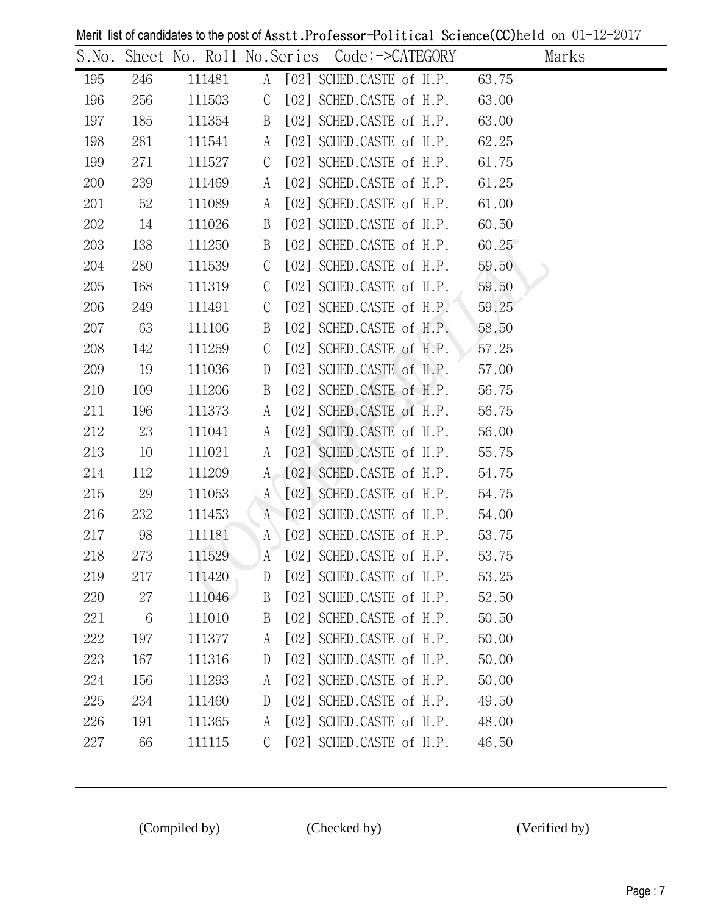Merit list of candidates to the post of Asstt.Professor-Political Science(CC)held on 01-12-2017

| S.No. | Sheet No. | Roll No. | Series | Code:->CATEGORY | Marks |
|---|---|---|---|---|---|
| 195 | 246 | 111481 | A | [02] SCHED.CASTE of H.P. | 63.75 |
| 196 | 256 | 111503 | C | [02] SCHED.CASTE of H.P. | 63.00 |
| 197 | 185 | 111354 | B | [02] SCHED.CASTE of H.P. | 63.00 |
| 198 | 281 | 111541 | A | [02] SCHED.CASTE of H.P. | 62.25 |
| 199 | 271 | 111527 | C | [02] SCHED.CASTE of H.P. | 61.75 |
| 200 | 239 | 111469 | A | [02] SCHED.CASTE of H.P. | 61.25 |
| 201 | 52 | 111089 | A | [02] SCHED.CASTE of H.P. | 61.00 |
| 202 | 14 | 111026 | B | [02] SCHED.CASTE of H.P. | 60.50 |
| 203 | 138 | 111250 | B | [02] SCHED.CASTE of H.P. | 60.25 |
| 204 | 280 | 111539 | C | [02] SCHED.CASTE of H.P. | 59.50 |
| 205 | 168 | 111319 | C | [02] SCHED.CASTE of H.P. | 59.50 |
| 206 | 249 | 111491 | C | [02] SCHED.CASTE of H.P. | 59.25 |
| 207 | 63 | 111106 | B | [02] SCHED.CASTE of H.P. | 58.50 |
| 208 | 142 | 111259 | C | [02] SCHED.CASTE of H.P. | 57.25 |
| 209 | 19 | 111036 | D | [02] SCHED.CASTE of H.P. | 57.00 |
| 210 | 109 | 111206 | B | [02] SCHED.CASTE of H.P. | 56.75 |
| 211 | 196 | 111373 | A | [02] SCHED.CASTE of H.P. | 56.75 |
| 212 | 23 | 111041 | A | [02] SCHED.CASTE of H.P. | 56.00 |
| 213 | 10 | 111021 | A | [02] SCHED.CASTE of H.P. | 55.75 |
| 214 | 112 | 111209 | A | [02] SCHED.CASTE of H.P. | 54.75 |
| 215 | 29 | 111053 | A | [02] SCHED.CASTE of H.P. | 54.75 |
| 216 | 232 | 111453 | A | [02] SCHED.CASTE of H.P. | 54.00 |
| 217 | 98 | 111181 | A | [02] SCHED.CASTE of H.P. | 53.75 |
| 218 | 273 | 111529 | A | [02] SCHED.CASTE of H.P. | 53.75 |
| 219 | 217 | 111420 | D | [02] SCHED.CASTE of H.P. | 53.25 |
| 220 | 27 | 111046 | B | [02] SCHED.CASTE of H.P. | 52.50 |
| 221 | 6 | 111010 | B | [02] SCHED.CASTE of H.P. | 50.50 |
| 222 | 197 | 111377 | A | [02] SCHED.CASTE of H.P. | 50.00 |
| 223 | 167 | 111316 | D | [02] SCHED.CASTE of H.P. | 50.00 |
| 224 | 156 | 111293 | A | [02] SCHED.CASTE of H.P. | 50.00 |
| 225 | 234 | 111460 | D | [02] SCHED.CASTE of H.P. | 49.50 |
| 226 | 191 | 111365 | A | [02] SCHED.CASTE of H.P. | 48.00 |
| 227 | 66 | 111115 | C | [02] SCHED.CASTE of H.P. | 46.50 |

(Compiled by) (Checked by) (Verified by)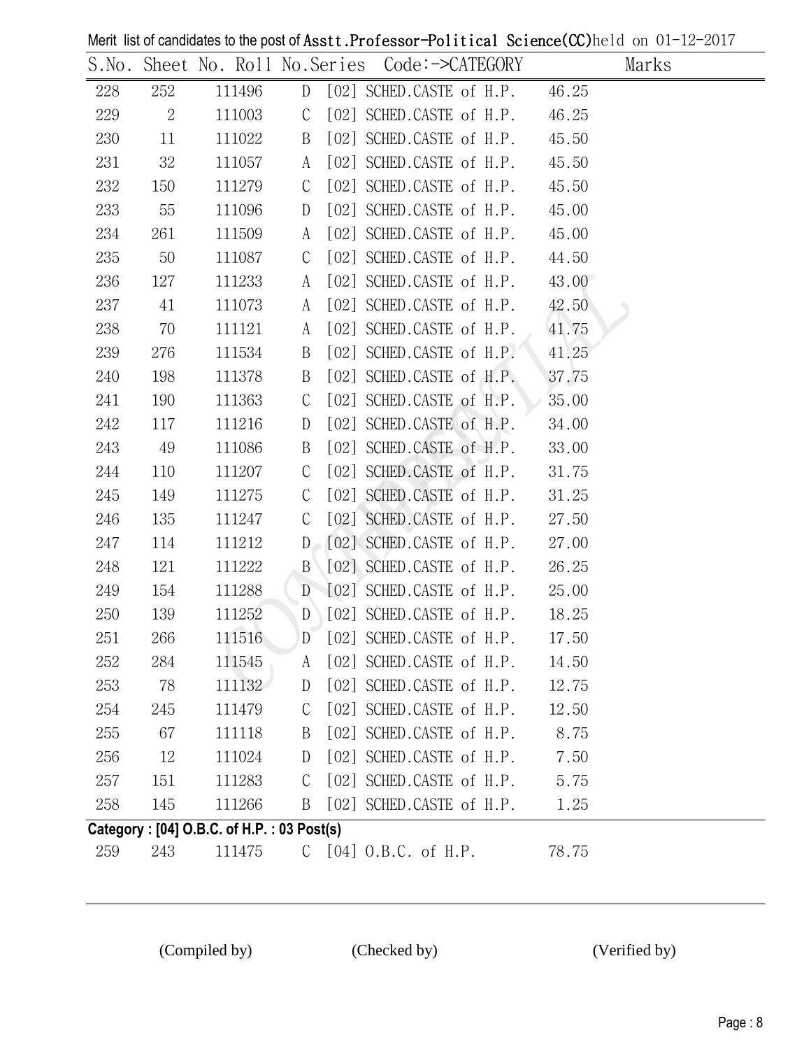Merit list of candidates to the post of Asstt.Professor-Political Science(CC)held on 01-12-2017

| S.No. | Sheet No. | Roll No. | Series | Code:->CATEGORY | Marks |
|---|---|---|---|---|---|
| 228 | 252 | 111496 | D | [02] SCHED.CASTE of H.P. | 46.25 |
| 229 | 2 | 111003 | C | [02] SCHED.CASTE of H.P. | 46.25 |
| 230 | 11 | 111022 | B | [02] SCHED.CASTE of H.P. | 45.50 |
| 231 | 32 | 111057 | A | [02] SCHED.CASTE of H.P. | 45.50 |
| 232 | 150 | 111279 | C | [02] SCHED.CASTE of H.P. | 45.50 |
| 233 | 55 | 111096 | D | [02] SCHED.CASTE of H.P. | 45.00 |
| 234 | 261 | 111509 | A | [02] SCHED.CASTE of H.P. | 45.00 |
| 235 | 50 | 111087 | C | [02] SCHED.CASTE of H.P. | 44.50 |
| 236 | 127 | 111233 | A | [02] SCHED.CASTE of H.P. | 43.00 |
| 237 | 41 | 111073 | A | [02] SCHED.CASTE of H.P. | 42.50 |
| 238 | 70 | 111121 | A | [02] SCHED.CASTE of H.P. | 41.75 |
| 239 | 276 | 111534 | B | [02] SCHED.CASTE of H.P. | 41.25 |
| 240 | 198 | 111378 | B | [02] SCHED.CASTE of H.P. | 37.75 |
| 241 | 190 | 111363 | C | [02] SCHED.CASTE of H.P. | 35.00 |
| 242 | 117 | 111216 | D | [02] SCHED.CASTE of H.P. | 34.00 |
| 243 | 49 | 111086 | B | [02] SCHED.CASTE of H.P. | 33.00 |
| 244 | 110 | 111207 | C | [02] SCHED.CASTE of H.P. | 31.75 |
| 245 | 149 | 111275 | C | [02] SCHED.CASTE of H.P. | 31.25 |
| 246 | 135 | 111247 | C | [02] SCHED.CASTE of H.P. | 27.50 |
| 247 | 114 | 111212 | D | [02] SCHED.CASTE of H.P. | 27.00 |
| 248 | 121 | 111222 | B | [02] SCHED.CASTE of H.P. | 26.25 |
| 249 | 154 | 111288 | D | [02] SCHED.CASTE of H.P. | 25.00 |
| 250 | 139 | 111252 | D | [02] SCHED.CASTE of H.P. | 18.25 |
| 251 | 266 | 111516 | D | [02] SCHED.CASTE of H.P. | 17.50 |
| 252 | 284 | 111545 | A | [02] SCHED.CASTE of H.P. | 14.50 |
| 253 | 78 | 111132 | D | [02] SCHED.CASTE of H.P. | 12.75 |
| 254 | 245 | 111479 | C | [02] SCHED.CASTE of H.P. | 12.50 |
| 255 | 67 | 111118 | B | [02] SCHED.CASTE of H.P. | 8.75 |
| 256 | 12 | 111024 | D | [02] SCHED.CASTE of H.P. | 7.50 |
| 257 | 151 | 111283 | C | [02] SCHED.CASTE of H.P. | 5.75 |
| 258 | 145 | 111266 | B | [02] SCHED.CASTE of H.P. | 1.25 |

**Category : [04] O.B.C. of H.P. : 03 Post(s)**

| S.No. | Sheet No. | Roll No. | Series | Code:->CATEGORY | Marks |
|---|---|---|---|---|---|
| 259 | 243 | 111475 | C | [04] O.B.C. of H.P. | 78.75 |

(Compiled by) (Checked by) (Verified by)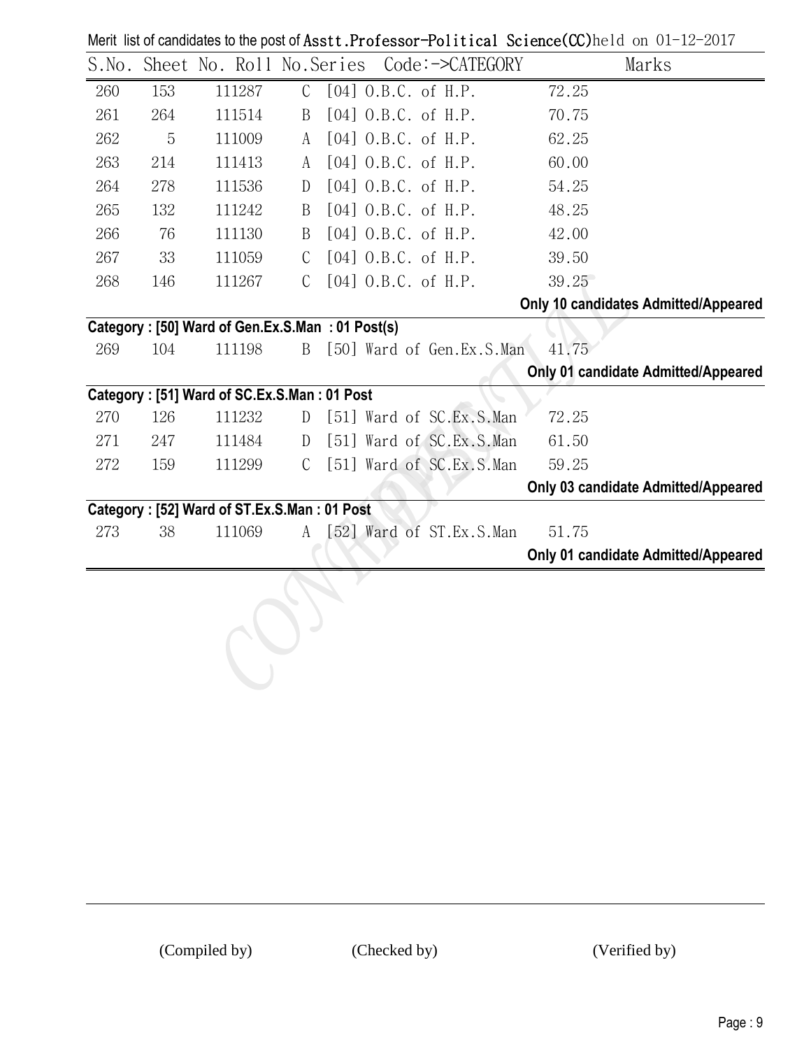Merit list of candidates to the post of Asstt.Professor-Political Science(CC)held on 01-12-2017

| S.No. | Sheet No. | Roll No. | Series | Code:->CATEGORY | Marks |
|---|---|---|---|---|---|
| 260 | 153 | 111287 | C | [04] O.B.C. of H.P. | 72.25 |
| 261 | 264 | 111514 | B | [04] O.B.C. of H.P. | 70.75 |
| 262 | 5 | 111009 | A | [04] O.B.C. of H.P. | 62.25 |
| 263 | 214 | 111413 | A | [04] O.B.C. of H.P. | 60.00 |
| 264 | 278 | 111536 | D | [04] O.B.C. of H.P. | 54.25 |
| 265 | 132 | 111242 | B | [04] O.B.C. of H.P. | 48.25 |
| 266 | 76 | 111130 | B | [04] O.B.C. of H.P. | 42.00 |
| 267 | 33 | 111059 | C | [04] O.B.C. of H.P. | 39.50 |
| 268 | 146 | 111267 | C | [04] O.B.C. of H.P. | 39.25 |

**Only 10 candidates Admitted/Appeared**

**Category : [50] Ward of Gen.Ex.S.Man : 01 Post(s)**

| S.No. | Sheet No. | Roll No. | Series | Code:->CATEGORY | Marks |
|---|---|---|---|---|---|
| 269 | 104 | 111198 | B | [50] Ward of Gen.Ex.S.Man | 41.75 |

**Only 01 candidate Admitted/Appeared**

**Category : [51] Ward of SC.Ex.S.Man : 01 Post**

| S.No. | Sheet No. | Roll No. | Series | Code:->CATEGORY | Marks |
|---|---|---|---|---|---|
| 270 | 126 | 111232 | D | [51] Ward of SC.Ex.S.Man | 72.25 |
| 271 | 247 | 111484 | D | [51] Ward of SC.Ex.S.Man | 61.50 |
| 272 | 159 | 111299 | C | [51] Ward of SC.Ex.S.Man | 59.25 |

**Only 03 candidate Admitted/Appeared**

**Category : [52] Ward of ST.Ex.S.Man : 01 Post**

| S.No. | Sheet No. | Roll No. | Series | Code:->CATEGORY | Marks |
|---|---|---|---|---|---|
| 273 | 38 | 111069 | A | [52] Ward of ST.Ex.S.Man | 51.75 |

**Only 01 candidate Admitted/Appeared**

(Compiled by) (Checked by) (Verified by)